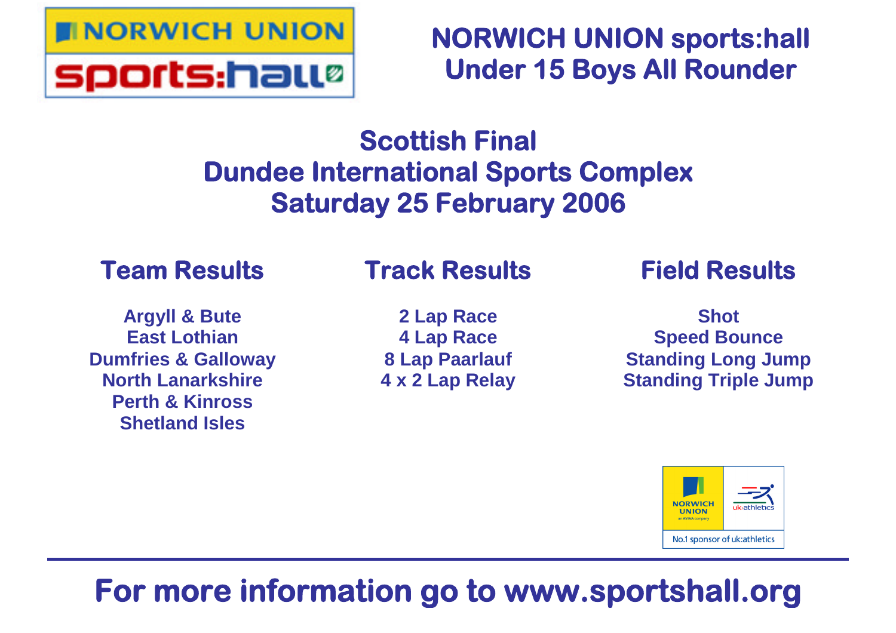# NORWICH UNION sports:hall Under 15 Boys All Rounder

## Scottish Final
## Dundee International Sports Complex
## Saturday 25 February 2006

### Team Results

Argyll & Bute
East Lothian
Dumfries & Galloway
North Lanarkshire
Perth & Kinross
Shetland Isles

### Track Results

2 Lap Race
4 Lap Race
8 Lap Paarlauf
4 x 2 Lap Relay

### Field Results

Shot
Speed Bounce
Standing Long Jump
Standing Triple Jump

No.1 sponsor of uk:athletics

**For more information go to www.sportshall.org**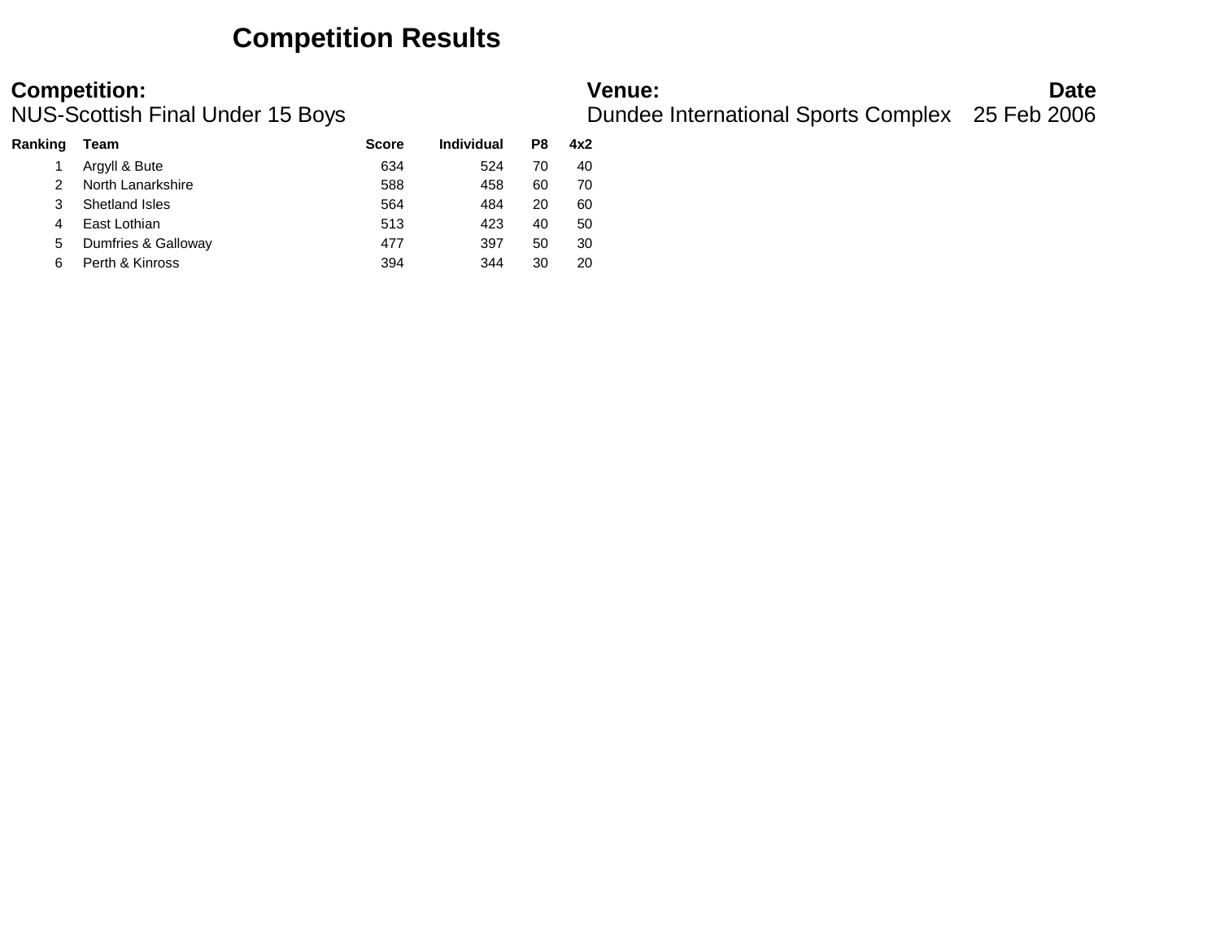# Competition Results

**Competition:**
NUS-Scottish Final Under 15 Boys

**Venue:**
Dundee International Sports Complex

**Date**
25 Feb 2006

| Ranking | Team | Score | Individual | P8 | 4x2 |
|---|---|---|---|---|---|
| 1 | Argyll & Bute | 634 | 524 | 70 | 40 |
| 2 | North Lanarkshire | 588 | 458 | 60 | 70 |
| 3 | Shetland Isles | 564 | 484 | 20 | 60 |
| 4 | East Lothian | 513 | 423 | 40 | 50 |
| 5 | Dumfries & Galloway | 477 | 397 | 50 | 30 |
| 6 | Perth & Kinross | 394 | 344 | 30 | 20 |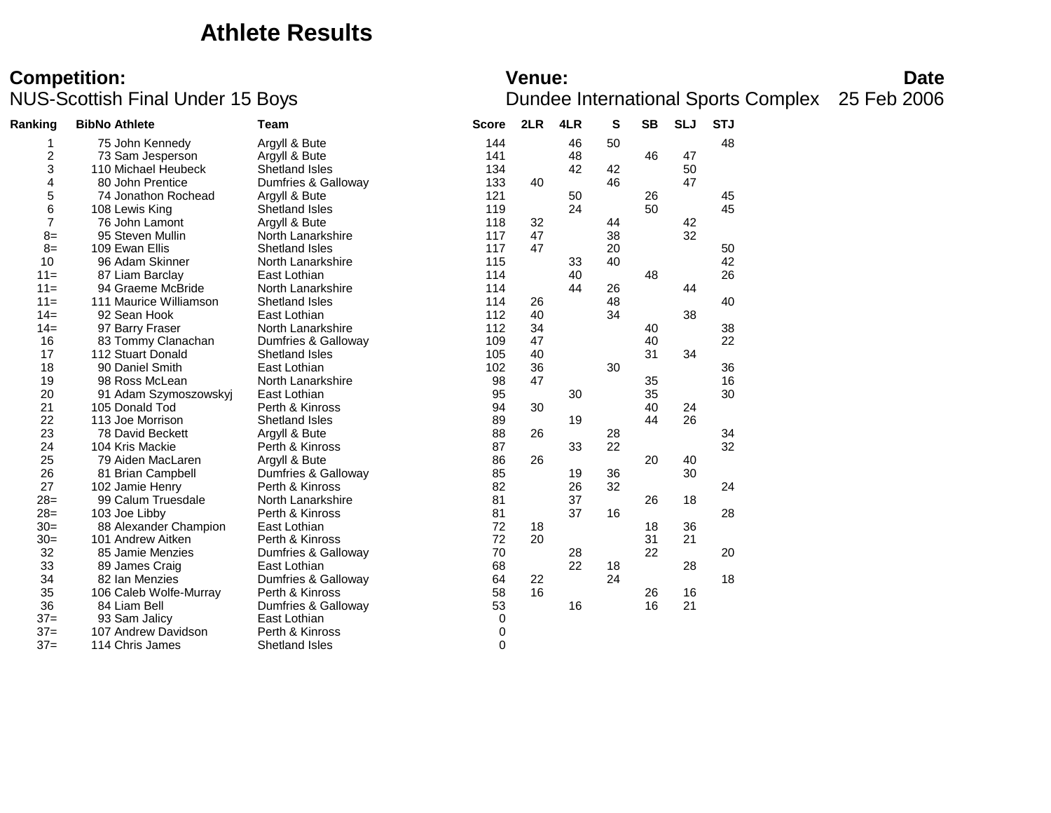# Athlete Results

**Competition:** NUS-Scottish Final Under 15 Boys

**Venue:** Dundee International Sports Complex

**Date** 25 Feb 2006

| Ranking | BibNo | Athlete | Team | Score | 2LR | 4LR | S | SB | SLJ | STJ |
|---|---|---|---|---|---|---|---|---|---|---|
| 1 | 75 | John Kennedy | Argyll & Bute | 144 | | 46 | 50 | | | 48 |
| 2 | 73 | Sam Jesperson | Argyll & Bute | 141 | | 48 | | 46 | 47 | |
| 3 | 110 | Michael Heubeck | Shetland Isles | 134 | | 42 | 42 | | 50 | |
| 4 | 80 | John Prentice | Dumfries & Galloway | 133 | 40 | | 46 | | 47 | |
| 5 | 74 | Jonathon Rochead | Argyll & Bute | 121 | | 50 | | 26 | | 45 |
| 6 | 108 | Lewis King | Shetland Isles | 119 | | 24 | | 50 | | 45 |
| 7 | 76 | John Lamont | Argyll & Bute | 118 | 32 | | 44 | | 42 | |
| 8= | 95 | Steven Mullin | North Lanarkshire | 117 | 47 | | 38 | | 32 | |
| 8= | 109 | Ewan Ellis | Shetland Isles | 117 | 47 | | 20 | | | 50 |
| 10 | 96 | Adam Skinner | North Lanarkshire | 115 | | 33 | 40 | | | 42 |
| 11= | 87 | Liam Barclay | East Lothian | 114 | | 40 | | 48 | | 26 |
| 11= | 94 | Graeme McBride | North Lanarkshire | 114 | | 44 | 26 | | 44 | |
| 11= | 111 | Maurice Williamson | Shetland Isles | 114 | 26 | | 48 | | | 40 |
| 14= | 92 | Sean Hook | East Lothian | 112 | 40 | | 34 | | 38 | |
| 14= | 97 | Barry Fraser | North Lanarkshire | 112 | 34 | | | 40 | | 38 |
| 16 | 83 | Tommy Clanachan | Dumfries & Galloway | 109 | 47 | | | 40 | | 22 |
| 17 | 112 | Stuart Donald | Shetland Isles | 105 | 40 | | | 31 | 34 | |
| 18 | 90 | Daniel Smith | East Lothian | 102 | 36 | | 30 | | | 36 |
| 19 | 98 | Ross McLean | North Lanarkshire | 98 | 47 | | | 35 | | 16 |
| 20 | 91 | Adam Szymoszowskyj | East Lothian | 95 | | 30 | | 35 | | 30 |
| 21 | 105 | Donald Tod | Perth & Kinross | 94 | 30 | | | 40 | 24 | |
| 22 | 113 | Joe Morrison | Shetland Isles | 89 | | 19 | | 44 | 26 | |
| 23 | 78 | David Beckett | Argyll & Bute | 88 | 26 | | 28 | | | 34 |
| 24 | 104 | Kris Mackie | Perth & Kinross | 87 | | 33 | 22 | | | 32 |
| 25 | 79 | Aiden MacLaren | Argyll & Bute | 86 | 26 | | | 20 | 40 | |
| 26 | 81 | Brian Campbell | Dumfries & Galloway | 85 | | 19 | 36 | | 30 | |
| 27 | 102 | Jamie Henry | Perth & Kinross | 82 | | 26 | 32 | | | 24 |
| 28= | 99 | Calum Truesdale | North Lanarkshire | 81 | | 37 | | 26 | 18 | |
| 28= | 103 | Joe Libby | Perth & Kinross | 81 | | 37 | 16 | | | 28 |
| 30= | 88 | Alexander Champion | East Lothian | 72 | 18 | | | 18 | 36 | |
| 30= | 101 | Andrew Aitken | Perth & Kinross | 72 | 20 | | | 31 | 21 | |
| 32 | 85 | Jamie Menzies | Dumfries & Galloway | 70 | | 28 | | 22 | | 20 |
| 33 | 89 | James Craig | East Lothian | 68 | | 22 | 18 | | 28 | |
| 34 | 82 | Ian Menzies | Dumfries & Galloway | 64 | 22 | | 24 | | | 18 |
| 35 | 106 | Caleb Wolfe-Murray | Perth & Kinross | 58 | 16 | | | 26 | 16 | |
| 36 | 84 | Liam Bell | Dumfries & Galloway | 53 | | 16 | | 16 | 21 | |
| 37= | 93 | Sam Jalicy | East Lothian | 0 | | | | | | |
| 37= | 107 | Andrew Davidson | Perth & Kinross | 0 | | | | | | |
| 37= | 114 | Chris James | Shetland Isles | 0 | | | | | | |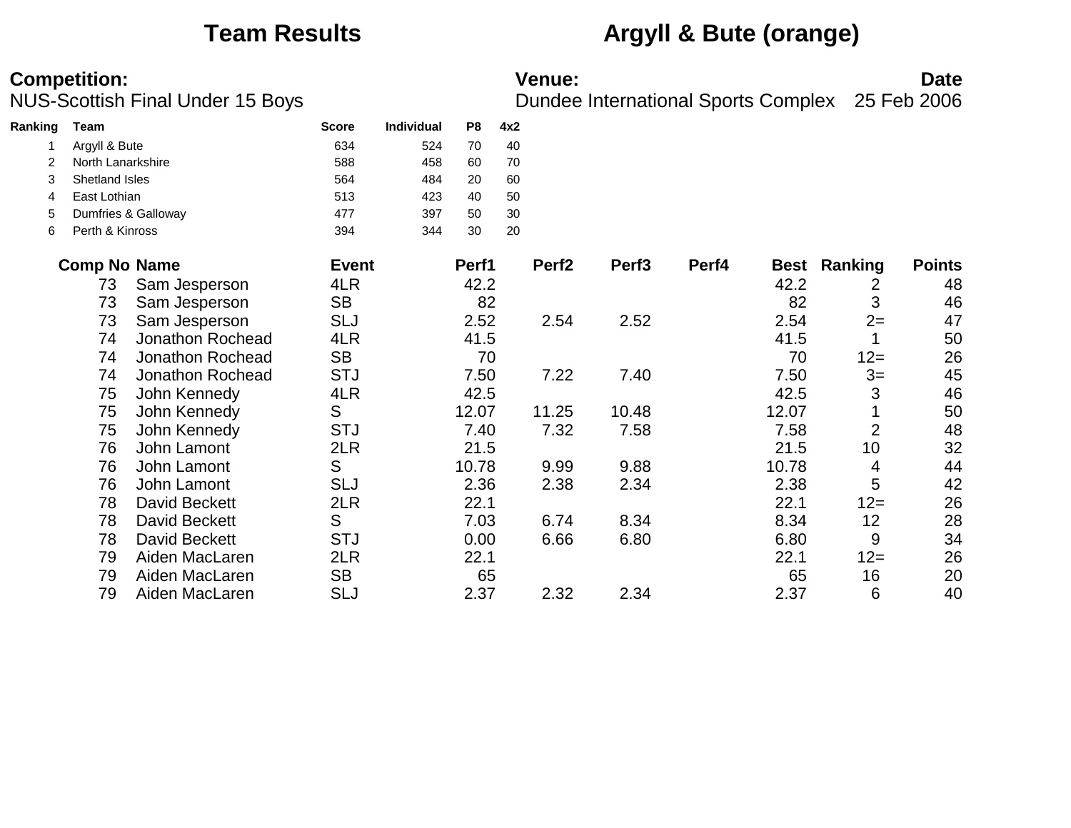# Team Results — Argyll & Bute (orange)

**Competition:** NUS-Scottish Final Under 15 Boys

**Venue:** Dundee International Sports Complex

**Date:** 25 Feb 2006

| Ranking | Team | Score | Individual | P8 | 4x2 |
|---|---|---|---|---|---|
| 1 | Argyll & Bute | 634 | 524 | 70 | 40 |
| 2 | North Lanarkshire | 588 | 458 | 60 | 70 |
| 3 | Shetland Isles | 564 | 484 | 20 | 60 |
| 4 | East Lothian | 513 | 423 | 40 | 50 |
| 5 | Dumfries & Galloway | 477 | 397 | 50 | 30 |
| 6 | Perth & Kinross | 394 | 344 | 30 | 20 |

| Comp No | Name | Event | Perf1 | Perf2 | Perf3 | Perf4 | Best | Ranking | Points |
|---|---|---|---|---|---|---|---|---|---|
| 73 | Sam Jesperson | 4LR | 42.2 | | | | 42.2 | 2 | 48 |
| 73 | Sam Jesperson | SB | 82 | | | | 82 | 3 | 46 |
| 73 | Sam Jesperson | SLJ | 2.52 | 2.54 | 2.52 | | 2.54 | 2= | 47 |
| 74 | Jonathon Rochead | 4LR | 41.5 | | | | 41.5 | 1 | 50 |
| 74 | Jonathon Rochead | SB | 70 | | | | 70 | 12= | 26 |
| 74 | Jonathon Rochead | STJ | 7.50 | 7.22 | 7.40 | | 7.50 | 3= | 45 |
| 75 | John Kennedy | 4LR | 42.5 | | | | 42.5 | 3 | 46 |
| 75 | John Kennedy | S | 12.07 | 11.25 | 10.48 | | 12.07 | 1 | 50 |
| 75 | John Kennedy | STJ | 7.40 | 7.32 | 7.58 | | 7.58 | 2 | 48 |
| 76 | John Lamont | 2LR | 21.5 | | | | 21.5 | 10 | 32 |
| 76 | John Lamont | S | 10.78 | 9.99 | 9.88 | | 10.78 | 4 | 44 |
| 76 | John Lamont | SLJ | 2.36 | 2.38 | 2.34 | | 2.38 | 5 | 42 |
| 78 | David Beckett | 2LR | 22.1 | | | | 22.1 | 12= | 26 |
| 78 | David Beckett | S | 7.03 | 6.74 | 8.34 | | 8.34 | 12 | 28 |
| 78 | David Beckett | STJ | 0.00 | 6.66 | 6.80 | | 6.80 | 9 | 34 |
| 79 | Aiden MacLaren | 2LR | 22.1 | | | | 22.1 | 12= | 26 |
| 79 | Aiden MacLaren | SB | 65 | | | | 65 | 16 | 20 |
| 79 | Aiden MacLaren | SLJ | 2.37 | 2.32 | 2.34 | | 2.37 | 6 | 40 |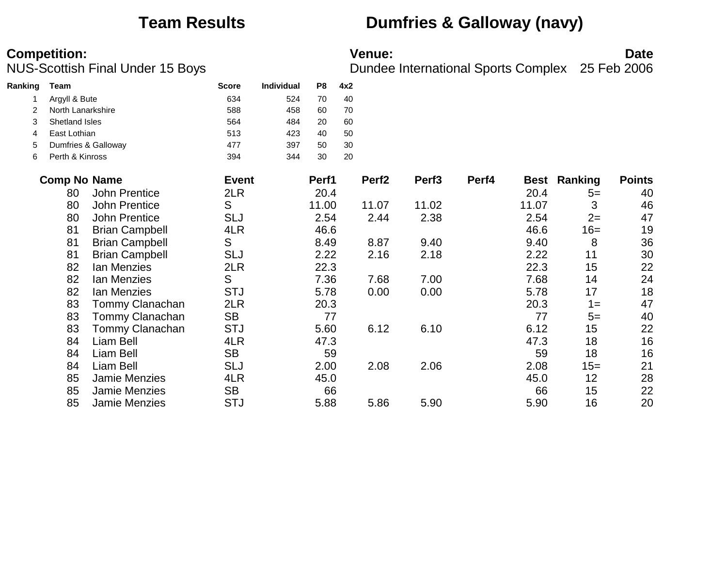# Team Results — Dumfries & Galloway (navy)

**Competition:**
NUS-Scottish Final Under 15 Boys

**Venue:**
Dundee International Sports Complex

**Date**
25 Feb 2006

| Ranking | Team | Score | Individual | P8 | 4x2 |
|---|---|---|---|---|---|
| 1 | Argyll & Bute | 634 | 524 | 70 | 40 |
| 2 | North Lanarkshire | 588 | 458 | 60 | 70 |
| 3 | Shetland Isles | 564 | 484 | 20 | 60 |
| 4 | East Lothian | 513 | 423 | 40 | 50 |
| 5 | Dumfries & Galloway | 477 | 397 | 50 | 30 |
| 6 | Perth & Kinross | 394 | 344 | 30 | 20 |

| Comp No | Name | Event | Perf1 | Perf2 | Perf3 | Perf4 | Best | Ranking | Points |
|---|---|---|---|---|---|---|---|---|---|
| 80 | John Prentice | 2LR | 20.4 | | | | 20.4 | 5= | 40 |
| 80 | John Prentice | S | 11.00 | 11.07 | 11.02 | | 11.07 | 3 | 46 |
| 80 | John Prentice | SLJ | 2.54 | 2.44 | 2.38 | | 2.54 | 2= | 47 |
| 81 | Brian Campbell | 4LR | 46.6 | | | | 46.6 | 16= | 19 |
| 81 | Brian Campbell | S | 8.49 | 8.87 | 9.40 | | 9.40 | 8 | 36 |
| 81 | Brian Campbell | SLJ | 2.22 | 2.16 | 2.18 | | 2.22 | 11 | 30 |
| 82 | Ian Menzies | 2LR | 22.3 | | | | 22.3 | 15 | 22 |
| 82 | Ian Menzies | S | 7.36 | 7.68 | 7.00 | | 7.68 | 14 | 24 |
| 82 | Ian Menzies | STJ | 5.78 | 0.00 | 0.00 | | 5.78 | 17 | 18 |
| 83 | Tommy Clanachan | 2LR | 20.3 | | | | 20.3 | 1= | 47 |
| 83 | Tommy Clanachan | SB | 77 | | | | 77 | 5= | 40 |
| 83 | Tommy Clanachan | STJ | 5.60 | 6.12 | 6.10 | | 6.12 | 15 | 22 |
| 84 | Liam Bell | 4LR | 47.3 | | | | 47.3 | 18 | 16 |
| 84 | Liam Bell | SB | 59 | | | | 59 | 18 | 16 |
| 84 | Liam Bell | SLJ | 2.00 | 2.08 | 2.06 | | 2.08 | 15= | 21 |
| 85 | Jamie Menzies | 4LR | 45.0 | | | | 45.0 | 12 | 28 |
| 85 | Jamie Menzies | SB | 66 | | | | 66 | 15 | 22 |
| 85 | Jamie Menzies | STJ | 5.88 | 5.86 | 5.90 | | 5.90 | 16 | 20 |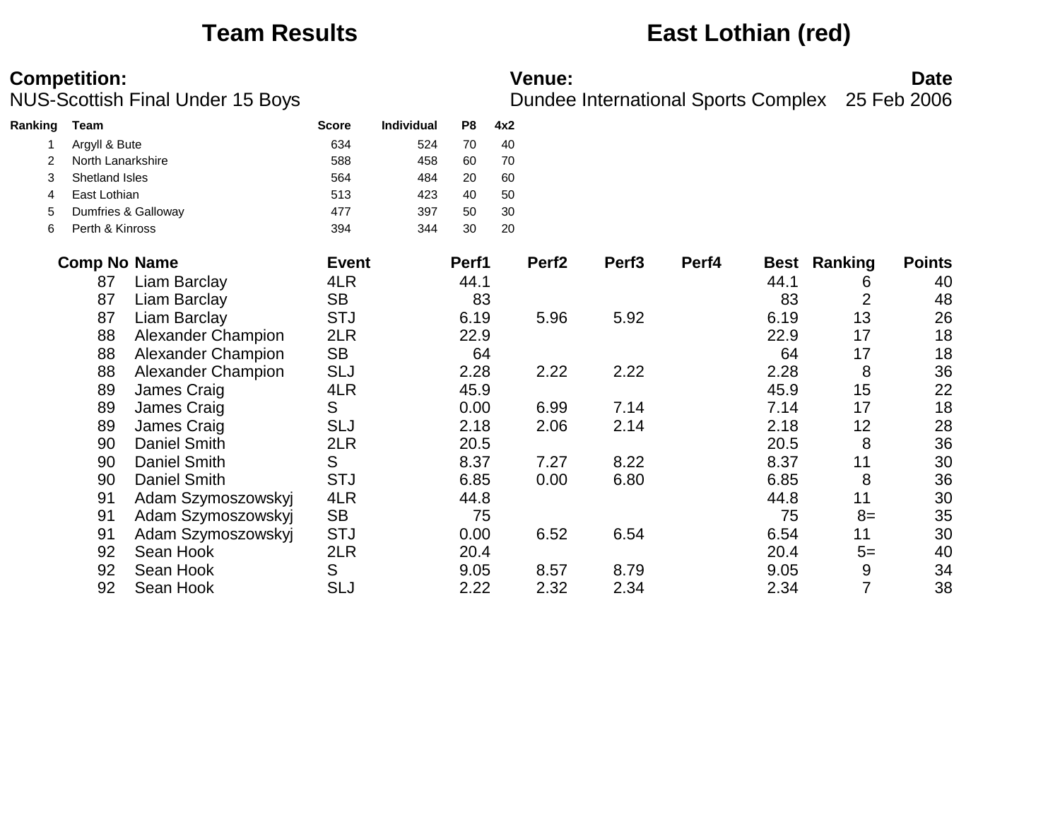# Team Results

# East Lothian (red)

**Competition:**
NUS-Scottish Final Under 15 Boys

**Venue:**
Dundee International Sports Complex

**Date**
25 Feb 2006

| Ranking | Team | Score | Individual | P8 | 4x2 |
|---|---|---|---|---|---|
| 1 | Argyll & Bute | 634 | 524 | 70 | 40 |
| 2 | North Lanarkshire | 588 | 458 | 60 | 70 |
| 3 | Shetland Isles | 564 | 484 | 20 | 60 |
| 4 | East Lothian | 513 | 423 | 40 | 50 |
| 5 | Dumfries & Galloway | 477 | 397 | 50 | 30 |
| 6 | Perth & Kinross | 394 | 344 | 30 | 20 |

| Comp No | Name | Event | Perf1 | Perf2 | Perf3 | Perf4 | Best | Ranking | Points |
|---|---|---|---|---|---|---|---|---|---|
| 87 | Liam Barclay | 4LR | 44.1 | | | | 44.1 | 6 | 40 |
| 87 | Liam Barclay | SB | 83 | | | | 83 | 2 | 48 |
| 87 | Liam Barclay | STJ | 6.19 | 5.96 | 5.92 | | 6.19 | 13 | 26 |
| 88 | Alexander Champion | 2LR | 22.9 | | | | 22.9 | 17 | 18 |
| 88 | Alexander Champion | SB | 64 | | | | 64 | 17 | 18 |
| 88 | Alexander Champion | SLJ | 2.28 | 2.22 | 2.22 | | 2.28 | 8 | 36 |
| 89 | James Craig | 4LR | 45.9 | | | | 45.9 | 15 | 22 |
| 89 | James Craig | S | 0.00 | 6.99 | 7.14 | | 7.14 | 17 | 18 |
| 89 | James Craig | SLJ | 2.18 | 2.06 | 2.14 | | 2.18 | 12 | 28 |
| 90 | Daniel Smith | 2LR | 20.5 | | | | 20.5 | 8 | 36 |
| 90 | Daniel Smith | S | 8.37 | 7.27 | 8.22 | | 8.37 | 11 | 30 |
| 90 | Daniel Smith | STJ | 6.85 | 0.00 | 6.80 | | 6.85 | 8 | 36 |
| 91 | Adam Szymoszowskyj | 4LR | 44.8 | | | | 44.8 | 11 | 30 |
| 91 | Adam Szymoszowskyj | SB | 75 | | | | 75 | 8= | 35 |
| 91 | Adam Szymoszowskyj | STJ | 0.00 | 6.52 | 6.54 | | 6.54 | 11 | 30 |
| 92 | Sean Hook | 2LR | 20.4 | | | | 20.4 | 5= | 40 |
| 92 | Sean Hook | S | 9.05 | 8.57 | 8.79 | | 9.05 | 9 | 34 |
| 92 | Sean Hook | SLJ | 2.22 | 2.32 | 2.34 | | 2.34 | 7 | 38 |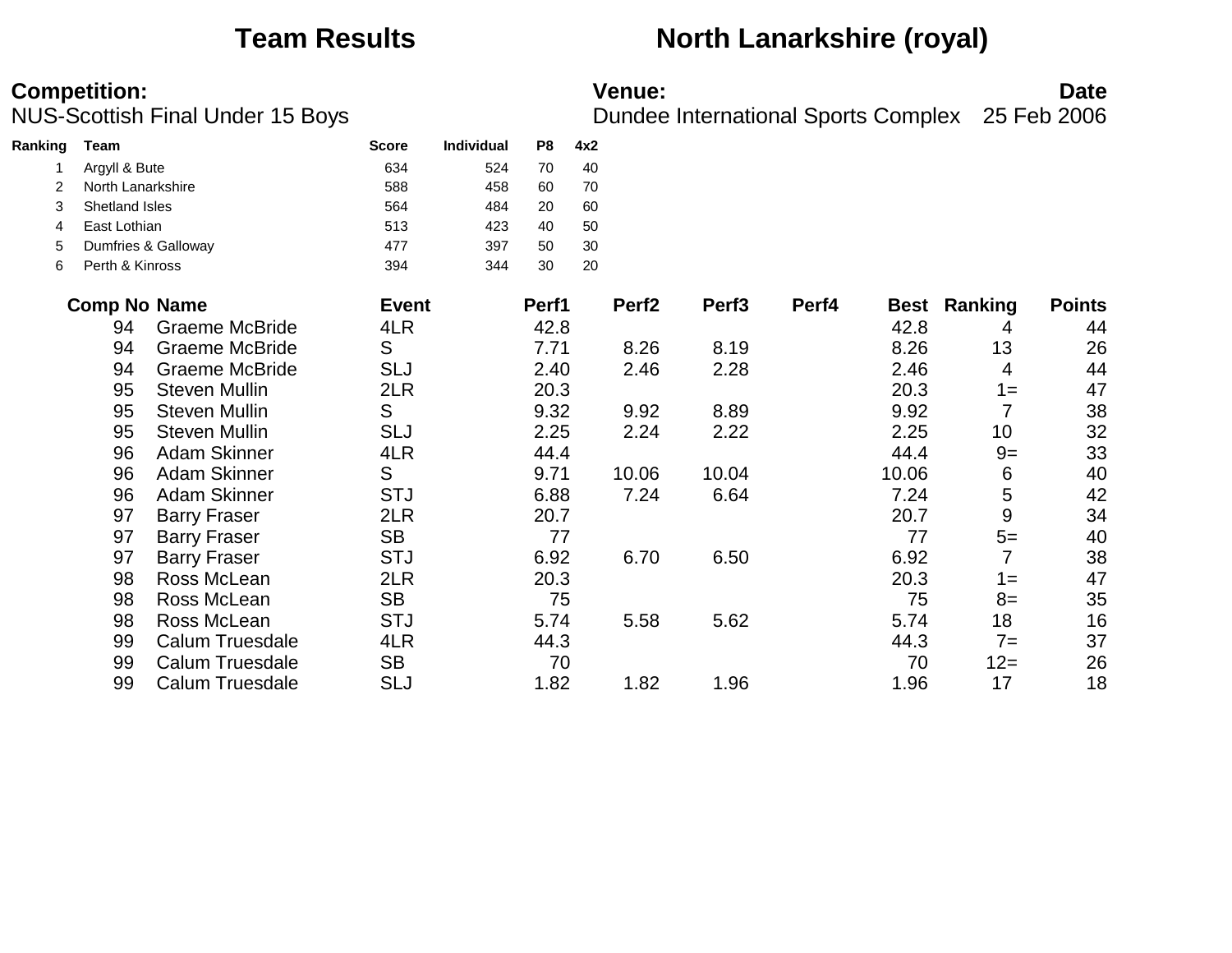# Team Results — North Lanarkshire (royal)

**Competition:**
NUS-Scottish Final Under 15 Boys

**Venue:**
Dundee International Sports Complex

**Date**
25 Feb 2006

| Ranking | Team | Score | Individual | P8 | 4x2 |
|---|---|---|---|---|---|
| 1 | Argyll & Bute | 634 | 524 | 70 | 40 |
| 2 | North Lanarkshire | 588 | 458 | 60 | 70 |
| 3 | Shetland Isles | 564 | 484 | 20 | 60 |
| 4 | East Lothian | 513 | 423 | 40 | 50 |
| 5 | Dumfries & Galloway | 477 | 397 | 50 | 30 |
| 6 | Perth & Kinross | 394 | 344 | 30 | 20 |

| Comp No | Name | Event | Perf1 | Perf2 | Perf3 | Perf4 | Best | Ranking | Points |
|---|---|---|---|---|---|---|---|---|---|
| 94 | Graeme McBride | 4LR | 42.8 | | | | 42.8 | 4 | 44 |
| 94 | Graeme McBride | S | 7.71 | 8.26 | 8.19 | | 8.26 | 13 | 26 |
| 94 | Graeme McBride | SLJ | 2.40 | 2.46 | 2.28 | | 2.46 | 4 | 44 |
| 95 | Steven Mullin | 2LR | 20.3 | | | | 20.3 | 1= | 47 |
| 95 | Steven Mullin | S | 9.32 | 9.92 | 8.89 | | 9.92 | 7 | 38 |
| 95 | Steven Mullin | SLJ | 2.25 | 2.24 | 2.22 | | 2.25 | 10 | 32 |
| 96 | Adam Skinner | 4LR | 44.4 | | | | 44.4 | 9= | 33 |
| 96 | Adam Skinner | S | 9.71 | 10.06 | 10.04 | | 10.06 | 6 | 40 |
| 96 | Adam Skinner | STJ | 6.88 | 7.24 | 6.64 | | 7.24 | 5 | 42 |
| 97 | Barry Fraser | 2LR | 20.7 | | | | 20.7 | 9 | 34 |
| 97 | Barry Fraser | SB | 77 | | | | 77 | 5= | 40 |
| 97 | Barry Fraser | STJ | 6.92 | 6.70 | 6.50 | | 6.92 | 7 | 38 |
| 98 | Ross McLean | 2LR | 20.3 | | | | 20.3 | 1= | 47 |
| 98 | Ross McLean | SB | 75 | | | | 75 | 8= | 35 |
| 98 | Ross McLean | STJ | 5.74 | 5.58 | 5.62 | | 5.74 | 18 | 16 |
| 99 | Calum Truesdale | 4LR | 44.3 | | | | 44.3 | 7= | 37 |
| 99 | Calum Truesdale | SB | 70 | | | | 70 | 12= | 26 |
| 99 | Calum Truesdale | SLJ | 1.82 | 1.82 | 1.96 | | 1.96 | 17 | 18 |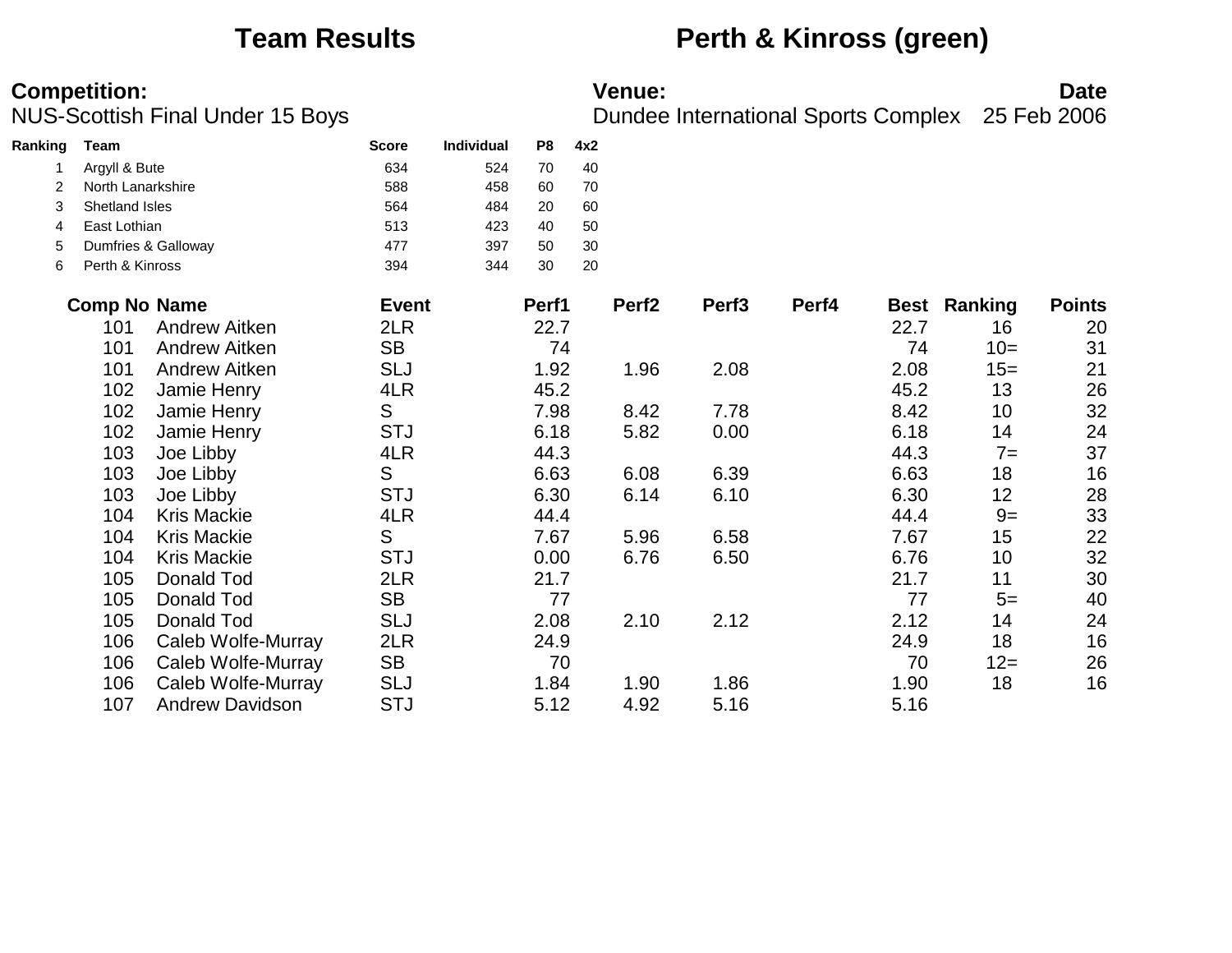# Team Results

# Perth & Kinross (green)

**Competition:**
NUS-Scottish Final Under 15 Boys

**Venue:**
Dundee International Sports Complex

**Date**
25 Feb 2006

| Ranking | Team | Score | Individual | P8 | 4x2 |
|---|---|---|---|---|---|
| 1 | Argyll & Bute | 634 | 524 | 70 | 40 |
| 2 | North Lanarkshire | 588 | 458 | 60 | 70 |
| 3 | Shetland Isles | 564 | 484 | 20 | 60 |
| 4 | East Lothian | 513 | 423 | 40 | 50 |
| 5 | Dumfries & Galloway | 477 | 397 | 50 | 30 |
| 6 | Perth & Kinross | 394 | 344 | 30 | 20 |

| Comp No | Name | Event | Perf1 | Perf2 | Perf3 | Perf4 | Best | Ranking | Points |
|---|---|---|---|---|---|---|---|---|---|
| 101 | Andrew Aitken | 2LR | 22.7 | | | | 22.7 | 16 | 20 |
| 101 | Andrew Aitken | SB | 74 | | | | 74 | 10= | 31 |
| 101 | Andrew Aitken | SLJ | 1.92 | 1.96 | 2.08 | | 2.08 | 15= | 21 |
| 102 | Jamie Henry | 4LR | 45.2 | | | | 45.2 | 13 | 26 |
| 102 | Jamie Henry | S | 7.98 | 8.42 | 7.78 | | 8.42 | 10 | 32 |
| 102 | Jamie Henry | STJ | 6.18 | 5.82 | 0.00 | | 6.18 | 14 | 24 |
| 103 | Joe Libby | 4LR | 44.3 | | | | 44.3 | 7= | 37 |
| 103 | Joe Libby | S | 6.63 | 6.08 | 6.39 | | 6.63 | 18 | 16 |
| 103 | Joe Libby | STJ | 6.30 | 6.14 | 6.10 | | 6.30 | 12 | 28 |
| 104 | Kris Mackie | 4LR | 44.4 | | | | 44.4 | 9= | 33 |
| 104 | Kris Mackie | S | 7.67 | 5.96 | 6.58 | | 7.67 | 15 | 22 |
| 104 | Kris Mackie | STJ | 0.00 | 6.76 | 6.50 | | 6.76 | 10 | 32 |
| 105 | Donald Tod | 2LR | 21.7 | | | | 21.7 | 11 | 30 |
| 105 | Donald Tod | SB | 77 | | | | 77 | 5= | 40 |
| 105 | Donald Tod | SLJ | 2.08 | 2.10 | 2.12 | | 2.12 | 14 | 24 |
| 106 | Caleb Wolfe-Murray | 2LR | 24.9 | | | | 24.9 | 18 | 16 |
| 106 | Caleb Wolfe-Murray | SB | 70 | | | | 70 | 12= | 26 |
| 106 | Caleb Wolfe-Murray | SLJ | 1.84 | 1.90 | 1.86 | | 1.90 | 18 | 16 |
| 107 | Andrew Davidson | STJ | 5.12 | 4.92 | 5.16 | | 5.16 | | |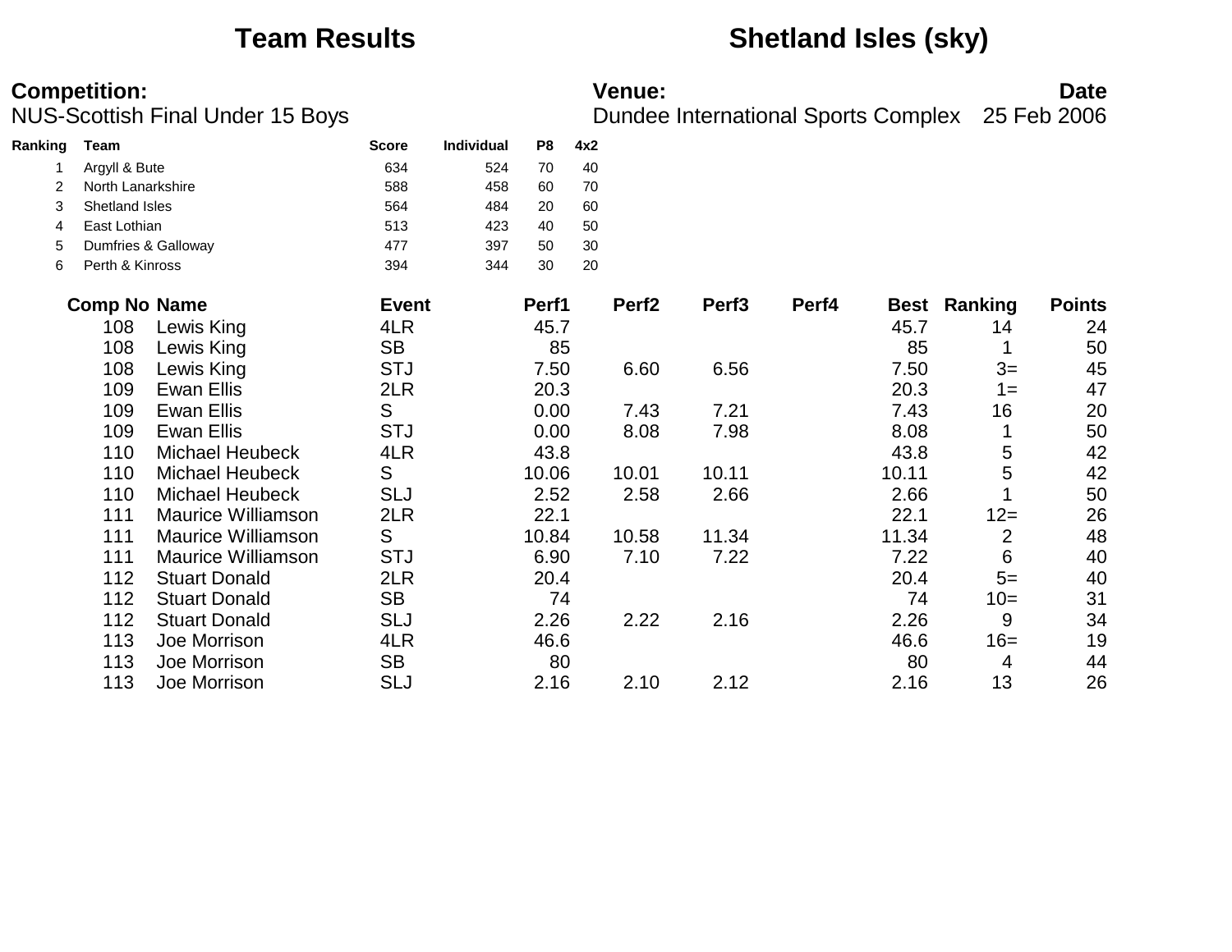# Team Results

# Shetland Isles (sky)

**Competition:**
NUS-Scottish Final Under 15 Boys

**Venue:**
Dundee International Sports Complex

**Date**
25 Feb 2006

| Ranking | Team | Score | Individual | P8 | 4x2 |
|---|---|---|---|---|---|
| 1 | Argyll & Bute | 634 | 524 | 70 | 40 |
| 2 | North Lanarkshire | 588 | 458 | 60 | 70 |
| 3 | Shetland Isles | 564 | 484 | 20 | 60 |
| 4 | East Lothian | 513 | 423 | 40 | 50 |
| 5 | Dumfries & Galloway | 477 | 397 | 50 | 30 |
| 6 | Perth & Kinross | 394 | 344 | 30 | 20 |

| Comp No | Name | Event | Perf1 | Perf2 | Perf3 | Perf4 | Best | Ranking | Points |
|---|---|---|---|---|---|---|---|---|---|
| 108 | Lewis King | 4LR | 45.7 | | | | 45.7 | 14 | 24 |
| 108 | Lewis King | SB | 85 | | | | 85 | 1 | 50 |
| 108 | Lewis King | STJ | 7.50 | 6.60 | 6.56 | | 7.50 | 3= | 45 |
| 109 | Ewan Ellis | 2LR | 20.3 | | | | 20.3 | 1= | 47 |
| 109 | Ewan Ellis | S | 0.00 | 7.43 | 7.21 | | 7.43 | 16 | 20 |
| 109 | Ewan Ellis | STJ | 0.00 | 8.08 | 7.98 | | 8.08 | 1 | 50 |
| 110 | Michael Heubeck | 4LR | 43.8 | | | | 43.8 | 5 | 42 |
| 110 | Michael Heubeck | S | 10.06 | 10.01 | 10.11 | | 10.11 | 5 | 42 |
| 110 | Michael Heubeck | SLJ | 2.52 | 2.58 | 2.66 | | 2.66 | 1 | 50 |
| 111 | Maurice Williamson | 2LR | 22.1 | | | | 22.1 | 12= | 26 |
| 111 | Maurice Williamson | S | 10.84 | 10.58 | 11.34 | | 11.34 | 2 | 48 |
| 111 | Maurice Williamson | STJ | 6.90 | 7.10 | 7.22 | | 7.22 | 6 | 40 |
| 112 | Stuart Donald | 2LR | 20.4 | | | | 20.4 | 5= | 40 |
| 112 | Stuart Donald | SB | 74 | | | | 74 | 10= | 31 |
| 112 | Stuart Donald | SLJ | 2.26 | 2.22 | 2.16 | | 2.26 | 9 | 34 |
| 113 | Joe Morrison | 4LR | 46.6 | | | | 46.6 | 16= | 19 |
| 113 | Joe Morrison | SB | 80 | | | | 80 | 4 | 44 |
| 113 | Joe Morrison | SLJ | 2.16 | 2.10 | 2.12 | | 2.16 | 13 | 26 |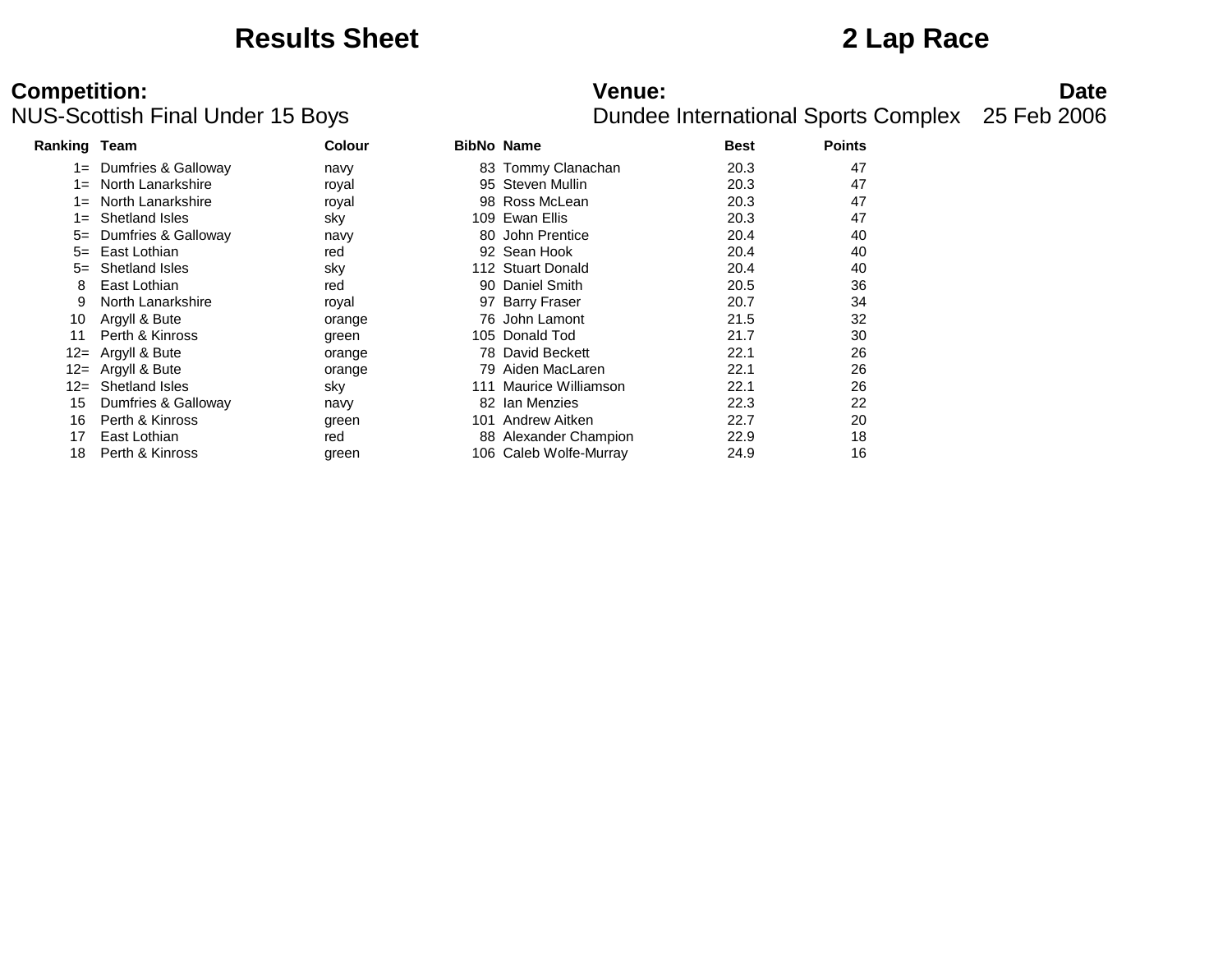# Results Sheet

# 2 Lap Race

**Competition:**
NUS-Scottish Final Under 15 Boys

**Venue:**
Dundee International Sports Complex

**Date**
25 Feb 2006

| Ranking | Team | Colour | BibNo | Name | Best | Points |
|---|---|---|---|---|---|---|
| 1= | Dumfries & Galloway | navy | 83 | Tommy Clanachan | 20.3 | 47 |
| 1= | North Lanarkshire | royal | 95 | Steven Mullin | 20.3 | 47 |
| 1= | North Lanarkshire | royal | 98 | Ross McLean | 20.3 | 47 |
| 1= | Shetland Isles | sky | 109 | Ewan Ellis | 20.3 | 47 |
| 5= | Dumfries & Galloway | navy | 80 | John Prentice | 20.4 | 40 |
| 5= | East Lothian | red | 92 | Sean Hook | 20.4 | 40 |
| 5= | Shetland Isles | sky | 112 | Stuart Donald | 20.4 | 40 |
| 8 | East Lothian | red | 90 | Daniel Smith | 20.5 | 36 |
| 9 | North Lanarkshire | royal | 97 | Barry Fraser | 20.7 | 34 |
| 10 | Argyll & Bute | orange | 76 | John Lamont | 21.5 | 32 |
| 11 | Perth & Kinross | green | 105 | Donald Tod | 21.7 | 30 |
| 12= | Argyll & Bute | orange | 78 | David Beckett | 22.1 | 26 |
| 12= | Argyll & Bute | orange | 79 | Aiden MacLaren | 22.1 | 26 |
| 12= | Shetland Isles | sky | 111 | Maurice Williamson | 22.1 | 26 |
| 15 | Dumfries & Galloway | navy | 82 | Ian Menzies | 22.3 | 22 |
| 16 | Perth & Kinross | green | 101 | Andrew Aitken | 22.7 | 20 |
| 17 | East Lothian | red | 88 | Alexander Champion | 22.9 | 18 |
| 18 | Perth & Kinross | green | 106 | Caleb Wolfe-Murray | 24.9 | 16 |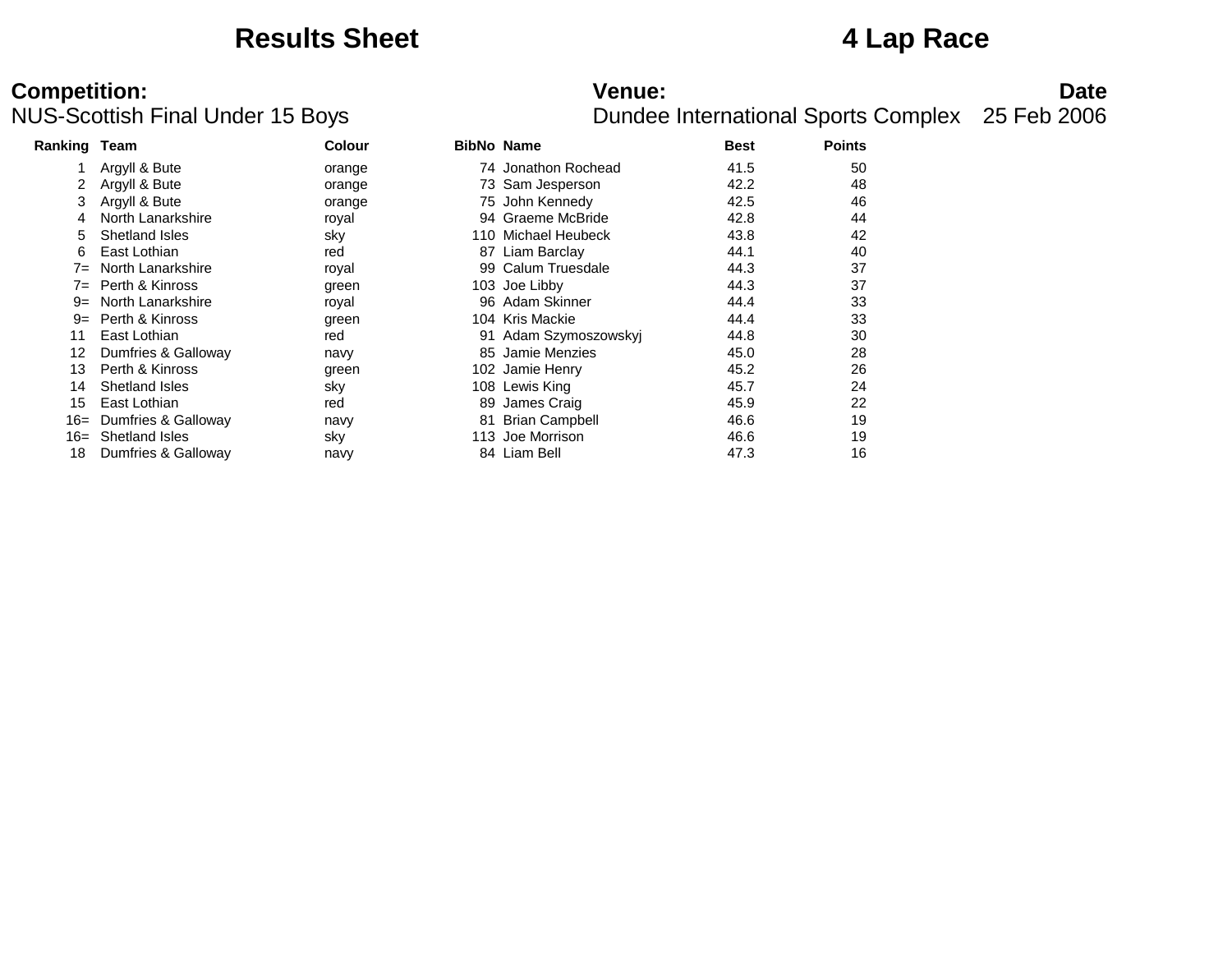# Results Sheet

# 4 Lap Race

**Competition:**
NUS-Scottish Final Under 15 Boys

**Venue:**
Dundee International Sports Complex

**Date**
25 Feb 2006

| Ranking | Team | Colour | BibNo | Name | Best | Points |
|---|---|---|---|---|---|---|
| 1 | Argyll & Bute | orange | 74 | Jonathon Rochead | 41.5 | 50 |
| 2 | Argyll & Bute | orange | 73 | Sam Jesperson | 42.2 | 48 |
| 3 | Argyll & Bute | orange | 75 | John Kennedy | 42.5 | 46 |
| 4 | North Lanarkshire | royal | 94 | Graeme McBride | 42.8 | 44 |
| 5 | Shetland Isles | sky | 110 | Michael Heubeck | 43.8 | 42 |
| 6 | East Lothian | red | 87 | Liam Barclay | 44.1 | 40 |
| 7= | North Lanarkshire | royal | 99 | Calum Truesdale | 44.3 | 37 |
| 7= | Perth & Kinross | green | 103 | Joe Libby | 44.3 | 37 |
| 9= | North Lanarkshire | royal | 96 | Adam Skinner | 44.4 | 33 |
| 9= | Perth & Kinross | green | 104 | Kris Mackie | 44.4 | 33 |
| 11 | East Lothian | red | 91 | Adam Szymoszowskyj | 44.8 | 30 |
| 12 | Dumfries & Galloway | navy | 85 | Jamie Menzies | 45.0 | 28 |
| 13 | Perth & Kinross | green | 102 | Jamie Henry | 45.2 | 26 |
| 14 | Shetland Isles | sky | 108 | Lewis King | 45.7 | 24 |
| 15 | East Lothian | red | 89 | James Craig | 45.9 | 22 |
| 16= | Dumfries & Galloway | navy | 81 | Brian Campbell | 46.6 | 19 |
| 16= | Shetland Isles | sky | 113 | Joe Morrison | 46.6 | 19 |
| 18 | Dumfries & Galloway | navy | 84 | Liam Bell | 47.3 | 16 |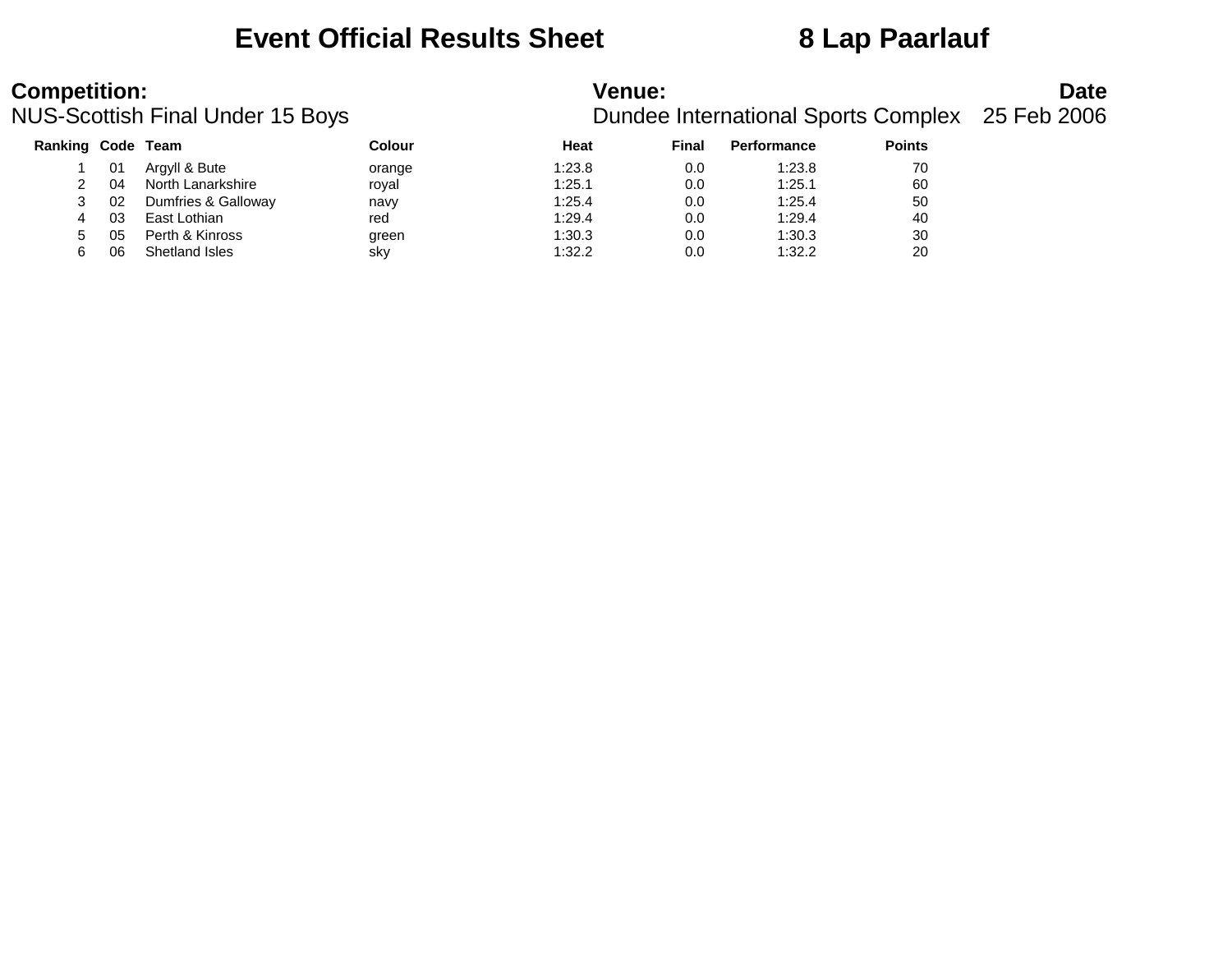# Event Official Results Sheet — 8 Lap Paarlauf

**Competition:** NUS-Scottish Final Under 15 Boys

**Venue:** Dundee International Sports Complex

**Date:** 25 Feb 2006

| Ranking | Code | Team | Colour | Heat | Final | Performance | Points |
|---|---|---|---|---|---|---|---|
| 1 | 01 | Argyll & Bute | orange | 1:23.8 | 0.0 | 1:23.8 | 70 |
| 2 | 04 | North Lanarkshire | royal | 1:25.1 | 0.0 | 1:25.1 | 60 |
| 3 | 02 | Dumfries & Galloway | navy | 1:25.4 | 0.0 | 1:25.4 | 50 |
| 4 | 03 | East Lothian | red | 1:29.4 | 0.0 | 1:29.4 | 40 |
| 5 | 05 | Perth & Kinross | green | 1:30.3 | 0.0 | 1:30.3 | 30 |
| 6 | 06 | Shetland Isles | sky | 1:32.2 | 0.0 | 1:32.2 | 20 |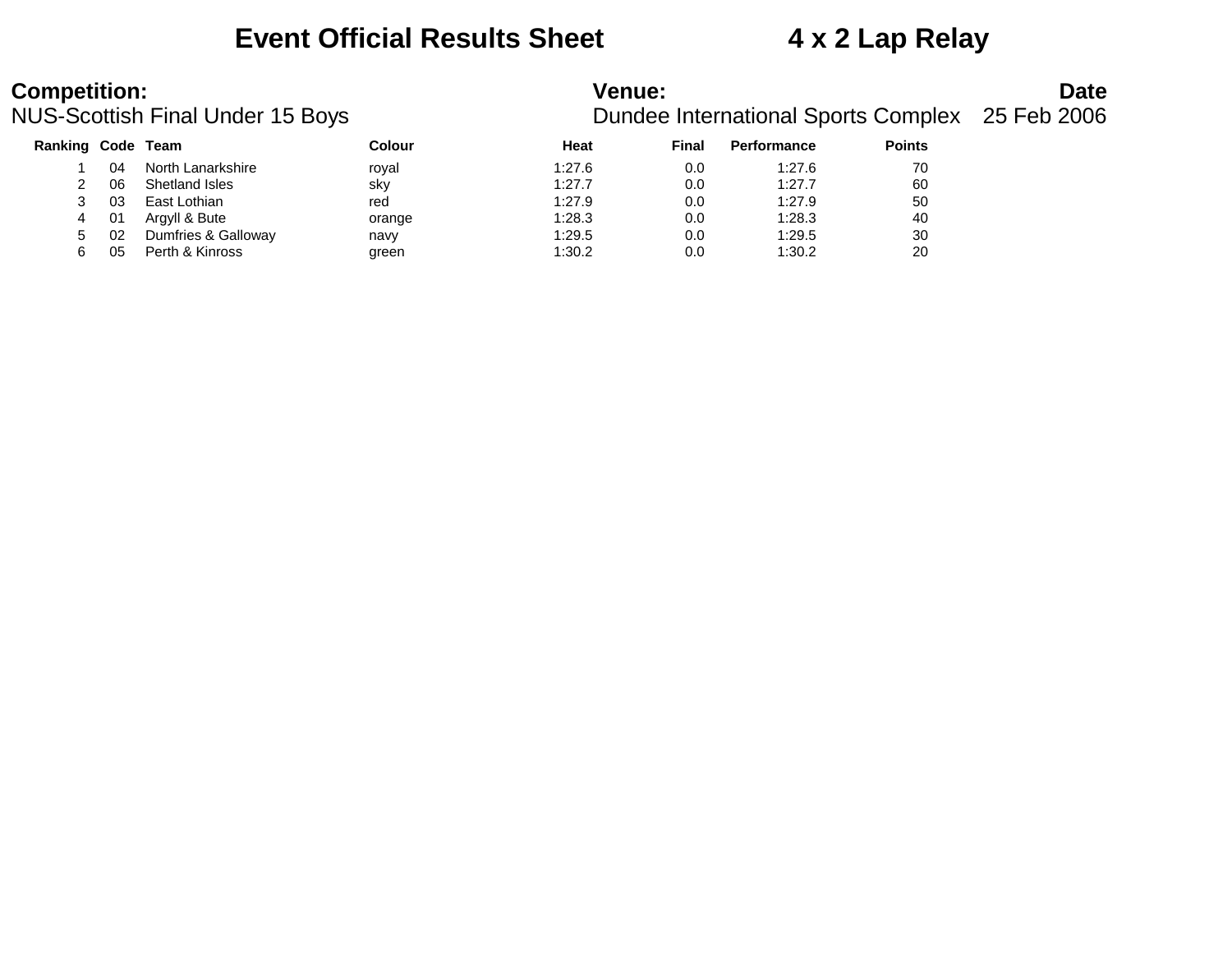# Event Official Results Sheet 4 x 2 Lap Relay

**Competition:** NUS-Scottish Final Under 15 Boys

**Venue:** Dundee International Sports Complex

**Date** 25 Feb 2006

| Ranking | Code | Team | Colour | Heat | Final | Performance | Points |
|---|---|---|---|---|---|---|---|
| 1 | 04 | North Lanarkshire | royal | 1:27.6 | 0.0 | 1:27.6 | 70 |
| 2 | 06 | Shetland Isles | sky | 1:27.7 | 0.0 | 1:27.7 | 60 |
| 3 | 03 | East Lothian | red | 1:27.9 | 0.0 | 1:27.9 | 50 |
| 4 | 01 | Argyll & Bute | orange | 1:28.3 | 0.0 | 1:28.3 | 40 |
| 5 | 02 | Dumfries & Galloway | navy | 1:29.5 | 0.0 | 1:29.5 | 30 |
| 6 | 05 | Perth & Kinross | green | 1:30.2 | 0.0 | 1:30.2 | 20 |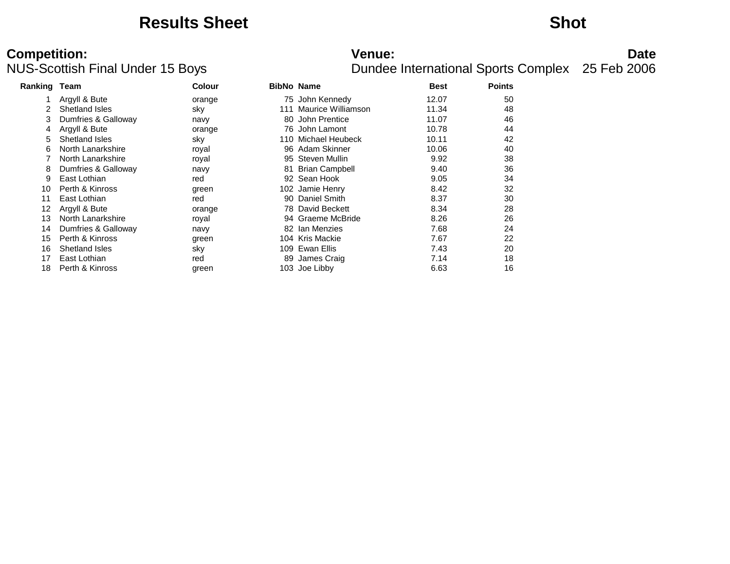# Results Sheet — Shot

**Competition:** NUS-Scottish Final Under 15 Boys

**Venue:** Dundee International Sports Complex

**Date** 25 Feb 2006

| Ranking | Team | Colour | BibNo | Name | Best | Points |
|---|---|---|---|---|---|---|
| 1 | Argyll & Bute | orange | 75 | John Kennedy | 12.07 | 50 |
| 2 | Shetland Isles | sky | 111 | Maurice Williamson | 11.34 | 48 |
| 3 | Dumfries & Galloway | navy | 80 | John Prentice | 11.07 | 46 |
| 4 | Argyll & Bute | orange | 76 | John Lamont | 10.78 | 44 |
| 5 | Shetland Isles | sky | 110 | Michael Heubeck | 10.11 | 42 |
| 6 | North Lanarkshire | royal | 96 | Adam Skinner | 10.06 | 40 |
| 7 | North Lanarkshire | royal | 95 | Steven Mullin | 9.92 | 38 |
| 8 | Dumfries & Galloway | navy | 81 | Brian Campbell | 9.40 | 36 |
| 9 | East Lothian | red | 92 | Sean Hook | 9.05 | 34 |
| 10 | Perth & Kinross | green | 102 | Jamie Henry | 8.42 | 32 |
| 11 | East Lothian | red | 90 | Daniel Smith | 8.37 | 30 |
| 12 | Argyll & Bute | orange | 78 | David Beckett | 8.34 | 28 |
| 13 | North Lanarkshire | royal | 94 | Graeme McBride | 8.26 | 26 |
| 14 | Dumfries & Galloway | navy | 82 | Ian Menzies | 7.68 | 24 |
| 15 | Perth & Kinross | green | 104 | Kris Mackie | 7.67 | 22 |
| 16 | Shetland Isles | sky | 109 | Ewan Ellis | 7.43 | 20 |
| 17 | East Lothian | red | 89 | James Craig | 7.14 | 18 |
| 18 | Perth & Kinross | green | 103 | Joe Libby | 6.63 | 16 |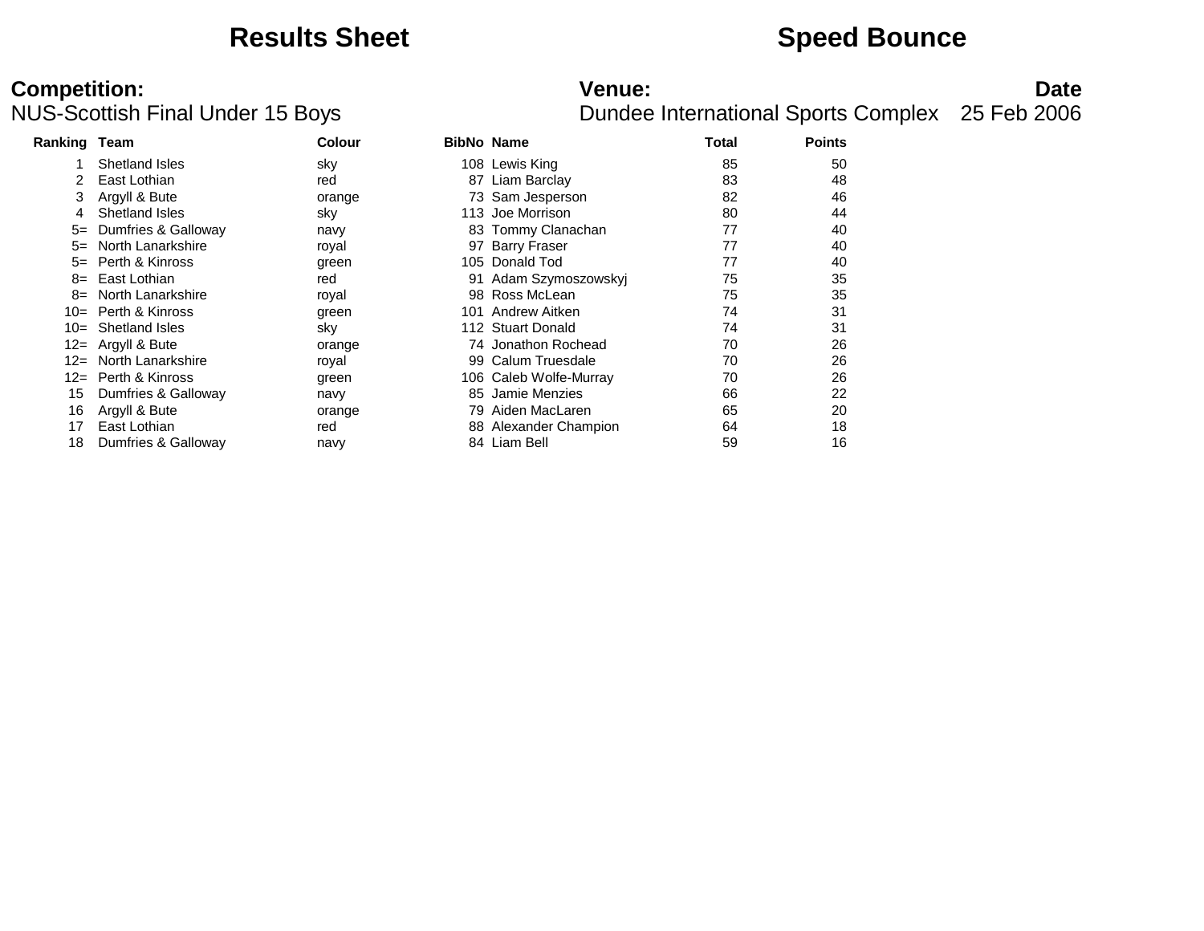# Results Sheet

# Speed Bounce

**Competition:**
NUS-Scottish Final Under 15 Boys

**Venue:**
Dundee International Sports Complex

**Date**
25 Feb 2006

| Ranking | Team | Colour | BibNo | Name | Total | Points |
|---|---|---|---|---|---|---|
| 1 | Shetland Isles | sky | 108 | Lewis King | 85 | 50 |
| 2 | East Lothian | red | 87 | Liam Barclay | 83 | 48 |
| 3 | Argyll & Bute | orange | 73 | Sam Jesperson | 82 | 46 |
| 4 | Shetland Isles | sky | 113 | Joe Morrison | 80 | 44 |
| 5= | Dumfries & Galloway | navy | 83 | Tommy Clanachan | 77 | 40 |
| 5= | North Lanarkshire | royal | 97 | Barry Fraser | 77 | 40 |
| 5= | Perth & Kinross | green | 105 | Donald Tod | 77 | 40 |
| 8= | East Lothian | red | 91 | Adam Szymoszowskyj | 75 | 35 |
| 8= | North Lanarkshire | royal | 98 | Ross McLean | 75 | 35 |
| 10= | Perth & Kinross | green | 101 | Andrew Aitken | 74 | 31 |
| 10= | Shetland Isles | sky | 112 | Stuart Donald | 74 | 31 |
| 12= | Argyll & Bute | orange | 74 | Jonathon Rochead | 70 | 26 |
| 12= | North Lanarkshire | royal | 99 | Calum Truesdale | 70 | 26 |
| 12= | Perth & Kinross | green | 106 | Caleb Wolfe-Murray | 70 | 26 |
| 15 | Dumfries & Galloway | navy | 85 | Jamie Menzies | 66 | 22 |
| 16 | Argyll & Bute | orange | 79 | Aiden MacLaren | 65 | 20 |
| 17 | East Lothian | red | 88 | Alexander Champion | 64 | 18 |
| 18 | Dumfries & Galloway | navy | 84 | Liam Bell | 59 | 16 |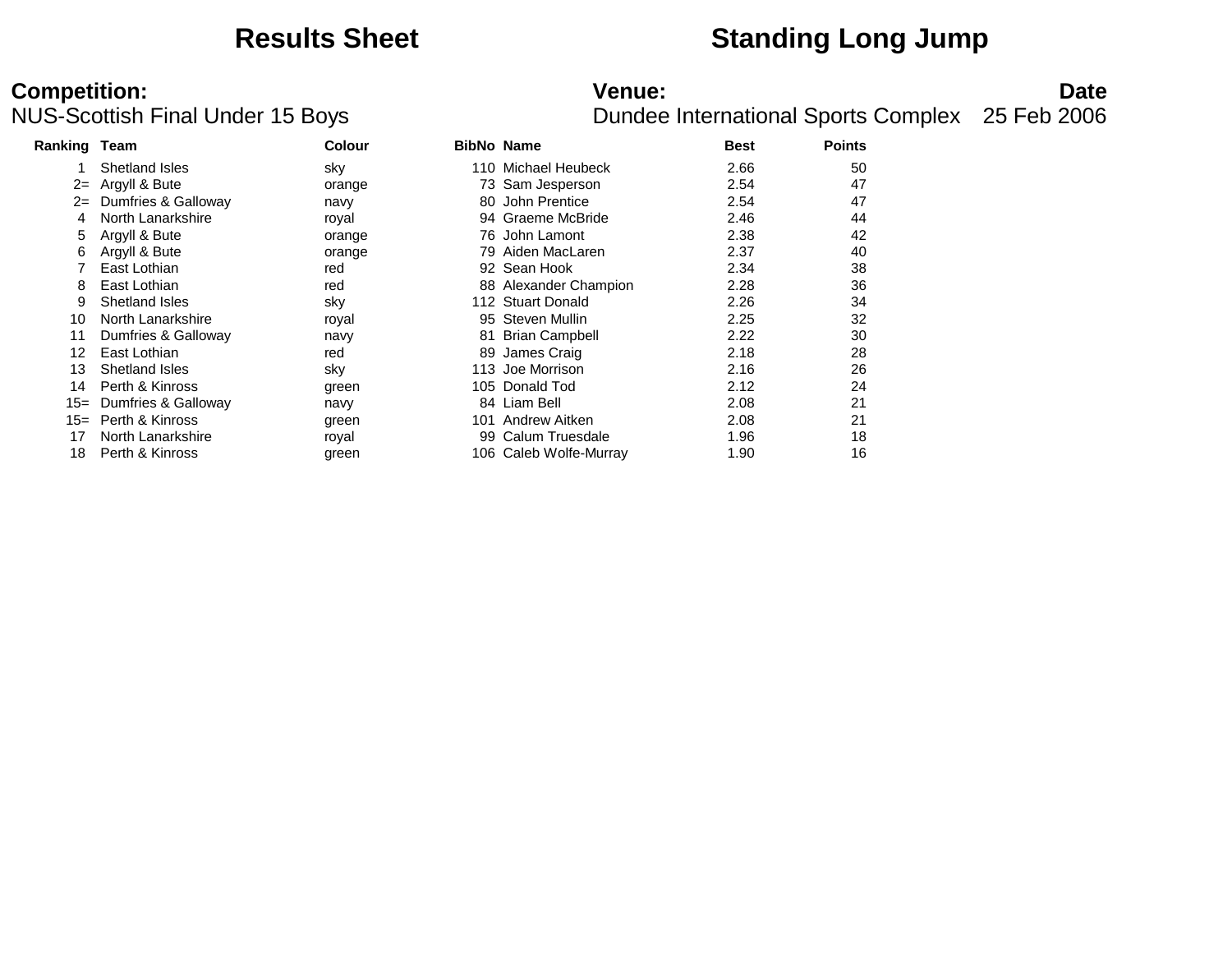# Results Sheet

# Standing Long Jump

**Competition:**
NUS-Scottish Final Under 15 Boys

**Venue:**
Dundee International Sports Complex

**Date**
25 Feb 2006

| Ranking | Team | Colour | BibNo | Name | Best | Points |
|---|---|---|---|---|---|---|
| 1 | Shetland Isles | sky | 110 | Michael Heubeck | 2.66 | 50 |
| 2= | Argyll & Bute | orange | 73 | Sam Jesperson | 2.54 | 47 |
| 2= | Dumfries & Galloway | navy | 80 | John Prentice | 2.54 | 47 |
| 4 | North Lanarkshire | royal | 94 | Graeme McBride | 2.46 | 44 |
| 5 | Argyll & Bute | orange | 76 | John Lamont | 2.38 | 42 |
| 6 | Argyll & Bute | orange | 79 | Aiden MacLaren | 2.37 | 40 |
| 7 | East Lothian | red | 92 | Sean Hook | 2.34 | 38 |
| 8 | East Lothian | red | 88 | Alexander Champion | 2.28 | 36 |
| 9 | Shetland Isles | sky | 112 | Stuart Donald | 2.26 | 34 |
| 10 | North Lanarkshire | royal | 95 | Steven Mullin | 2.25 | 32 |
| 11 | Dumfries & Galloway | navy | 81 | Brian Campbell | 2.22 | 30 |
| 12 | East Lothian | red | 89 | James Craig | 2.18 | 28 |
| 13 | Shetland Isles | sky | 113 | Joe Morrison | 2.16 | 26 |
| 14 | Perth & Kinross | green | 105 | Donald Tod | 2.12 | 24 |
| 15= | Dumfries & Galloway | navy | 84 | Liam Bell | 2.08 | 21 |
| 15= | Perth & Kinross | green | 101 | Andrew Aitken | 2.08 | 21 |
| 17 | North Lanarkshire | royal | 99 | Calum Truesdale | 1.96 | 18 |
| 18 | Perth & Kinross | green | 106 | Caleb Wolfe-Murray | 1.90 | 16 |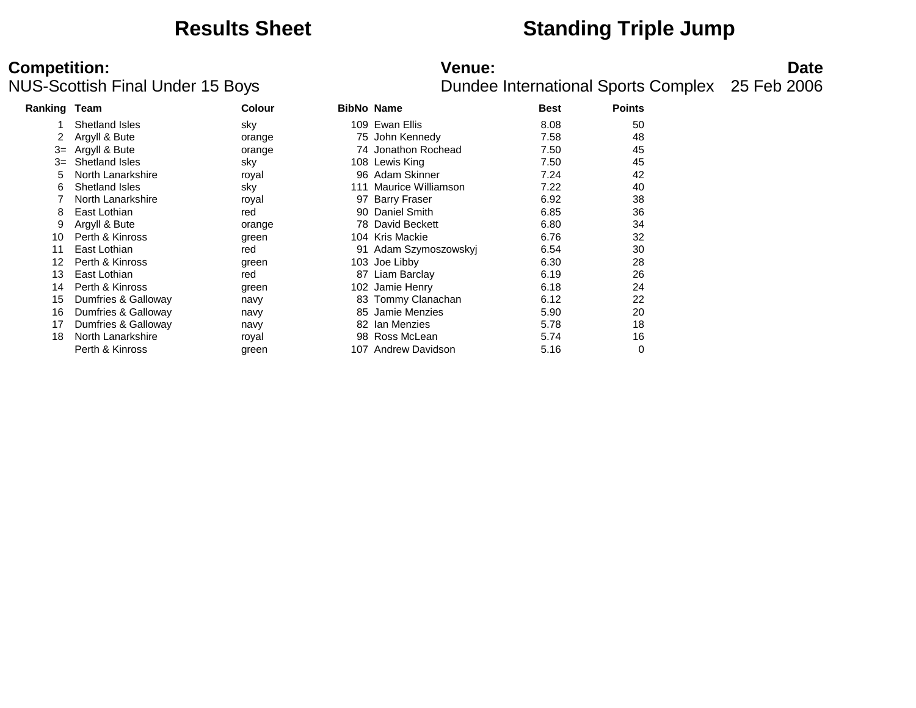# Results Sheet

# Standing Triple Jump

**Competition:**
NUS-Scottish Final Under 15 Boys

**Venue:**
Dundee International Sports Complex

**Date**
25 Feb 2006

| Ranking | Team | Colour | BibNo | Name | Best | Points |
|---|---|---|---|---|---|---|
| 1 | Shetland Isles | sky | 109 | Ewan Ellis | 8.08 | 50 |
| 2 | Argyll & Bute | orange | 75 | John Kennedy | 7.58 | 48 |
| 3= | Argyll & Bute | orange | 74 | Jonathon Rochead | 7.50 | 45 |
| 3= | Shetland Isles | sky | 108 | Lewis King | 7.50 | 45 |
| 5 | North Lanarkshire | royal | 96 | Adam Skinner | 7.24 | 42 |
| 6 | Shetland Isles | sky | 111 | Maurice Williamson | 7.22 | 40 |
| 7 | North Lanarkshire | royal | 97 | Barry Fraser | 6.92 | 38 |
| 8 | East Lothian | red | 90 | Daniel Smith | 6.85 | 36 |
| 9 | Argyll & Bute | orange | 78 | David Beckett | 6.80 | 34 |
| 10 | Perth & Kinross | green | 104 | Kris Mackie | 6.76 | 32 |
| 11 | East Lothian | red | 91 | Adam Szymoszowskyj | 6.54 | 30 |
| 12 | Perth & Kinross | green | 103 | Joe Libby | 6.30 | 28 |
| 13 | East Lothian | red | 87 | Liam Barclay | 6.19 | 26 |
| 14 | Perth & Kinross | green | 102 | Jamie Henry | 6.18 | 24 |
| 15 | Dumfries & Galloway | navy | 83 | Tommy Clanachan | 6.12 | 22 |
| 16 | Dumfries & Galloway | navy | 85 | Jamie Menzies | 5.90 | 20 |
| 17 | Dumfries & Galloway | navy | 82 | Ian Menzies | 5.78 | 18 |
| 18 | North Lanarkshire | royal | 98 | Ross McLean | 5.74 | 16 |
| | Perth & Kinross | green | 107 | Andrew Davidson | 5.16 | 0 |